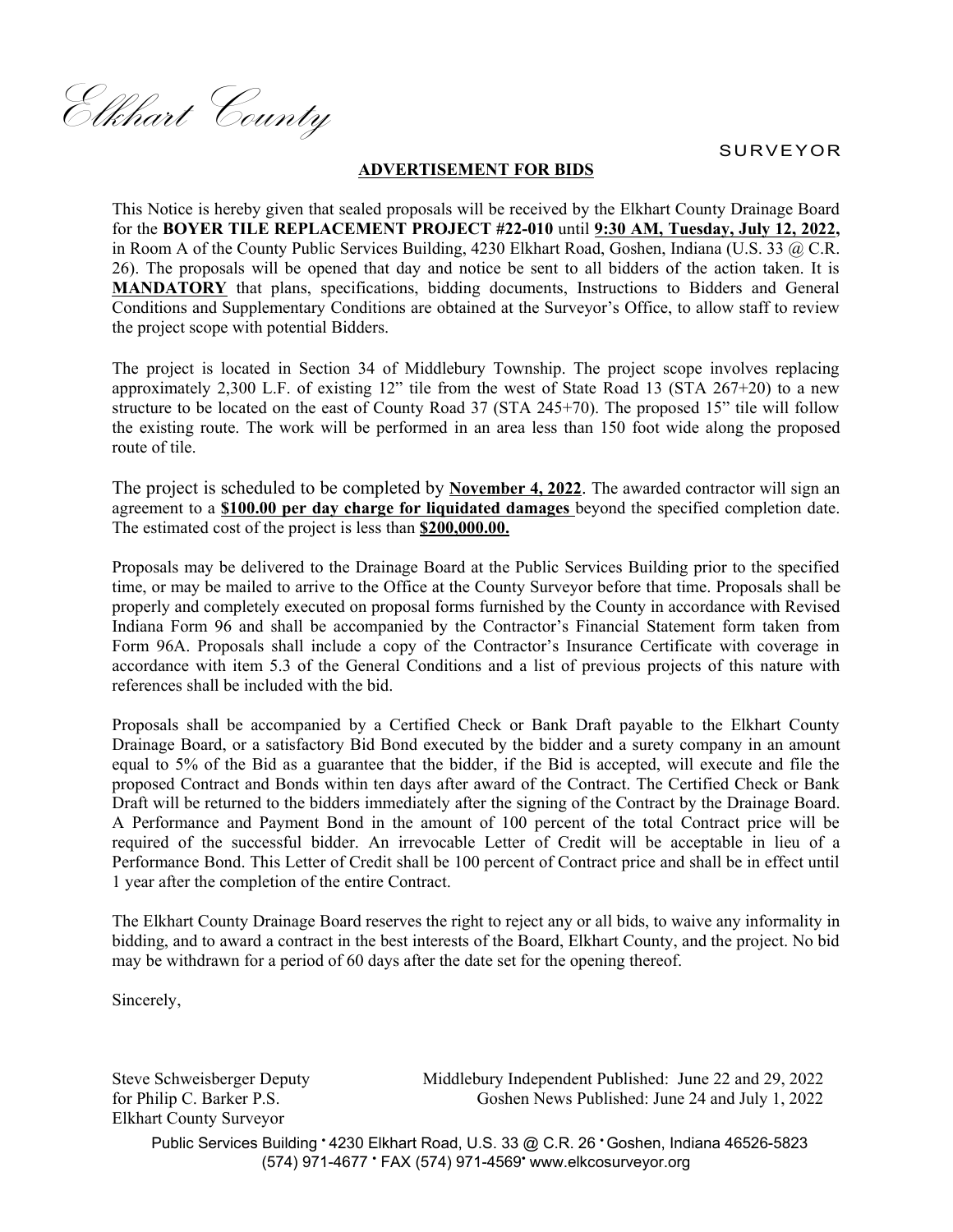*Elkhart County*

SURVEYOR

## ADVERTISEMENT FOR BIDS

This Notice is hereby given that sealed proposals will be received by the Elkhart County Drainage Board for the **BOYER TILE REPLACEMENT PROJECT #22-010** until **9:30 AM, Tuesday, July 12, 2022,** in Room A of the County Public Services Building, 4230 Elkhart Road, Goshen, Indiana (U.S. 33 @ C.R. 26). The proposals will be opened that day and notice be sent to all bidders of the action taken. It is **MANDATORY** that plans, specifications, bidding documents, Instructions to Bidders and General Conditions and Supplementary Conditions are obtained at the Surveyor's Office, to allow staff to review the project scope with potential Bidders.

The project is located in Section 34 of Middlebury Township. The project scope involves replacing approximately 2,300 L.F. of existing 12" tile from the west of State Road 13 (STA 267+20) to a new structure to be located on the east of County Road 37 (STA 245+70). The proposed 15" tile will follow the existing route. The work will be performed in an area less than 150 foot wide along the proposed route of tile.

The project is scheduled to be completed by **November 4, 2022**. The awarded contractor will sign an agreement to a **$100.00 per day charge for liquidated damages** beyond the specified completion date. The estimated cost of the project is less than **$200,000.00.**

Proposals may be delivered to the Drainage Board at the Public Services Building prior to the specified time, or may be mailed to arrive to the Office at the County Surveyor before that time. Proposals shall be properly and completely executed on proposal forms furnished by the County in accordance with Revised Indiana Form 96 and shall be accompanied by the Contractor's Financial Statement form taken from Form 96A. Proposals shall include a copy of the Contractor's Insurance Certificate with coverage in accordance with item 5.3 of the General Conditions and a list of previous projects of this nature with references shall be included with the bid.

Proposals shall be accompanied by a Certified Check or Bank Draft payable to the Elkhart County Drainage Board, or a satisfactory Bid Bond executed by the bidder and a surety company in an amount equal to 5% of the Bid as a guarantee that the bidder, if the Bid is accepted, will execute and file the proposed Contract and Bonds within ten days after award of the Contract. The Certified Check or Bank Draft will be returned to the bidders immediately after the signing of the Contract by the Drainage Board. A Performance and Payment Bond in the amount of 100 percent of the total Contract price will be required of the successful bidder. An irrevocable Letter of Credit will be acceptable in lieu of a Performance Bond. This Letter of Credit shall be 100 percent of Contract price and shall be in effect until 1 year after the completion of the entire Contract.

The Elkhart County Drainage Board reserves the right to reject any or all bids, to waive any informality in bidding, and to award a contract in the best interests of the Board, Elkhart County, and the project. No bid may be withdrawn for a period of 60 days after the date set for the opening thereof.

Sincerely,

Steve Schweisberger Deputy
for Philip C. Barker P.S.
Elkhart County Surveyor

Middlebury Independent Published: June 22 and 29, 2022
Goshen News Published: June 24 and July 1, 2022

Public Services Building • 4230 Elkhart Road, U.S. 33 @ C.R. 26 • Goshen, Indiana 46526-5823
(574) 971-4677 • FAX (574) 971-4569 • www.elkcosurveyor.org